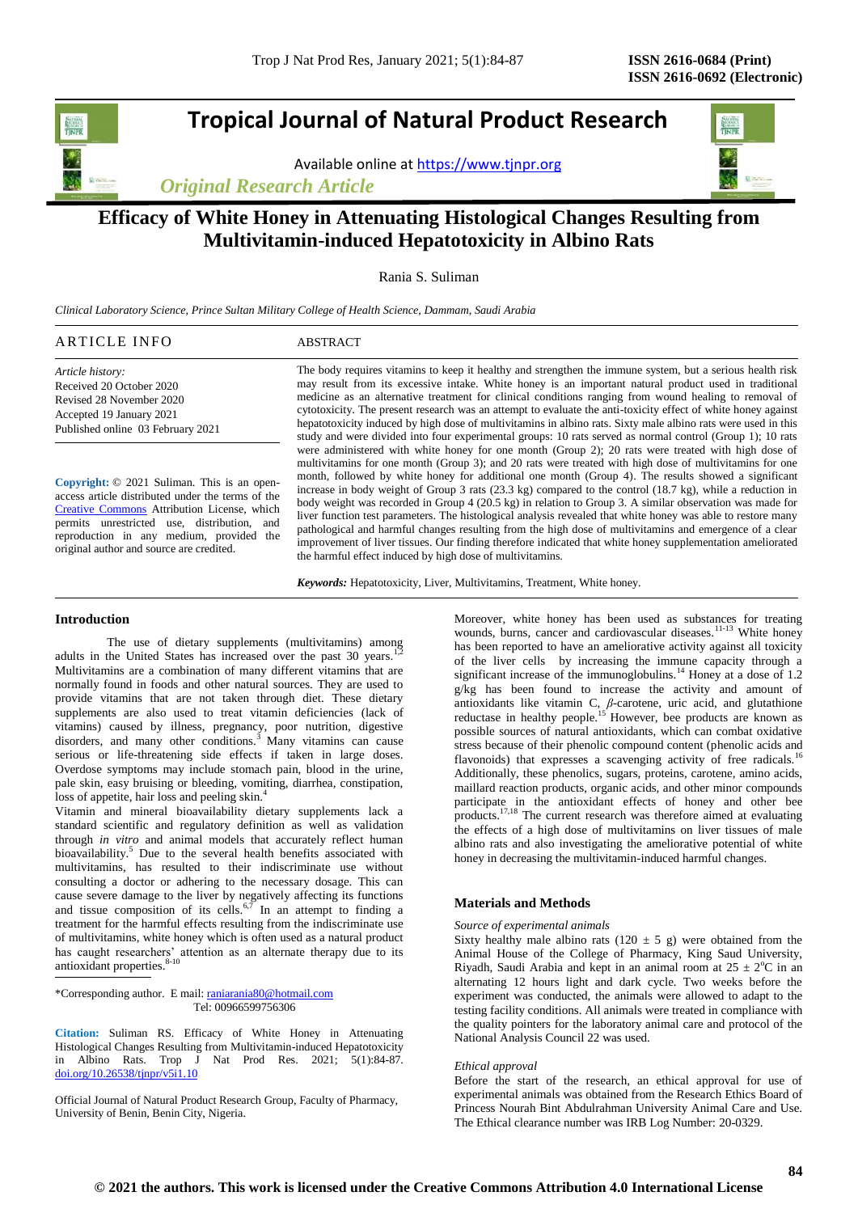# Efficacy of White Honey in Attenuating Histological Changes Resulting from Multivitamin-induced Hepatotoxicity in Albino Rats

Rania S. Suliman

*Clinical Laboratory Science, Prince Sultan Military College of Health Science, Dammam, Saudi Arabia*

## ARTICLE INFO

*Article history:*
Received 20 October 2020
Revised 28 November 2020
Accepted 19 January 2021
Published online 03 February 2021

**Copyright:** © 2021 Suliman. This is an open-access article distributed under the terms of the Creative Commons Attribution License, which permits unrestricted use, distribution, and reproduction in any medium, provided the original author and source are credited.

## ABSTRACT

The body requires vitamins to keep it healthy and strengthen the immune system, but a serious health risk may result from its excessive intake. White honey is an important natural product used in traditional medicine as an alternative treatment for clinical conditions ranging from wound healing to removal of cytotoxicity. The present research was an attempt to evaluate the anti-toxicity effect of white honey against hepatotoxicity induced by high dose of multivitamins in albino rats. Sixty male albino rats were used in this study and were divided into four experimental groups: 10 rats served as normal control (Group 1); 10 rats were administered with white honey for one month (Group 2); 20 rats were treated with high dose of multivitamins for one month (Group 3); and 20 rats were treated with high dose of multivitamins for one month, followed by white honey for additional one month (Group 4). The results showed a significant increase in body weight of Group 3 rats (23.3 kg) compared to the control (18.7 kg), while a reduction in body weight was recorded in Group 4 (20.5 kg) in relation to Group 3. A similar observation was made for liver function test parameters. The histological analysis revealed that white honey was able to restore many pathological and harmful changes resulting from the high dose of multivitamins and emergence of a clear improvement of liver tissues. Our finding therefore indicated that white honey supplementation ameliorated the harmful effect induced by high dose of multivitamins.

***Keywords:*** Hepatotoxicity, Liver, Multivitamins, Treatment, White honey.

## Introduction

The use of dietary supplements (multivitamins) among adults in the United States has increased over the past 30 years.[1,2] Multivitamins are a combination of many different vitamins that are normally found in foods and other natural sources. They are used to provide vitamins that are not taken through diet. These dietary supplements are also used to treat vitamin deficiencies (lack of vitamins) caused by illness, pregnancy, poor nutrition, digestive disorders, and many other conditions.[3] Many vitamins can cause serious or life-threatening side effects if taken in large doses. Overdose symptoms may include stomach pain, blood in the urine, pale skin, easy bruising or bleeding, vomiting, diarrhea, constipation, loss of appetite, hair loss and peeling skin.[4]

Vitamin and mineral bioavailability dietary supplements lack a standard scientific and regulatory definition as well as validation through *in vitro* and animal models that accurately reflect human bioavailability.[5] Due to the several health benefits associated with multivitamins, has resulted to their indiscriminate use without consulting a doctor or adhering to the necessary dosage. This can cause severe damage to the liver by negatively affecting its functions and tissue composition of its cells.[6,7] In an attempt to finding a treatment for the harmful effects resulting from the indiscriminate use of multivitamins, white honey which is often used as a natural product has caught researchers' attention as an alternate therapy due to its antioxidant properties.[8-10]

Moreover, white honey has been used as substances for treating wounds, burns, cancer and cardiovascular diseases.[11-13] White honey has been reported to have an ameliorative activity against all toxicity of the liver cells by increasing the immune capacity through a significant increase of the immunoglobulins.[14] Honey at a dose of 1.2 g/kg has been found to increase the activity and amount of antioxidants like vitamin C, *β*-carotene, uric acid, and glutathione reductase in healthy people.[15] However, bee products are known as possible sources of natural antioxidants, which can combat oxidative stress because of their phenolic compound content (phenolic acids and flavonoids) that expresses a scavenging activity of free radicals.[16] Additionally, these phenolics, sugars, proteins, carotene, amino acids, maillard reaction products, organic acids, and other minor compounds participate in the antioxidant effects of honey and other bee products.[17,18] The current research was therefore aimed at evaluating the effects of a high dose of multivitamins on liver tissues of male albino rats and also investigating the ameliorative potential of white honey in decreasing the multivitamin-induced harmful changes.

## Materials and Methods

*Source of experimental animals*

Sixty healthy male albino rats (120 ± 5 g) were obtained from the Animal House of the College of Pharmacy, King Saud University, Riyadh, Saudi Arabia and kept in an animal room at 25 ± 2°C in an alternating 12 hours light and dark cycle. Two weeks before the experiment was conducted, the animals were allowed to adapt to the testing facility conditions. All animals were treated in compliance with the quality pointers for the laboratory animal care and protocol of the National Analysis Council 22 was used.

*Ethical approval*

Before the start of the research, an ethical approval for use of experimental animals was obtained from the Research Ethics Board of Princess Nourah Bint Abdulrahman University Animal Care and Use. The Ethical clearance number was IRB Log Number: 20-0329.

\*Corresponding author. E mail: raniarania80@hotmail.com
Tel: 00966599756306

**Citation:** Suliman RS. Efficacy of White Honey in Attenuating Histological Changes Resulting from Multivitamin-induced Hepatotoxicity in Albino Rats. Trop J Nat Prod Res. 2021; 5(1):84-87. doi.org/10.26538/tjnpr/v5i1.10

Official Journal of Natural Product Research Group, Faculty of Pharmacy, University of Benin, Benin City, Nigeria.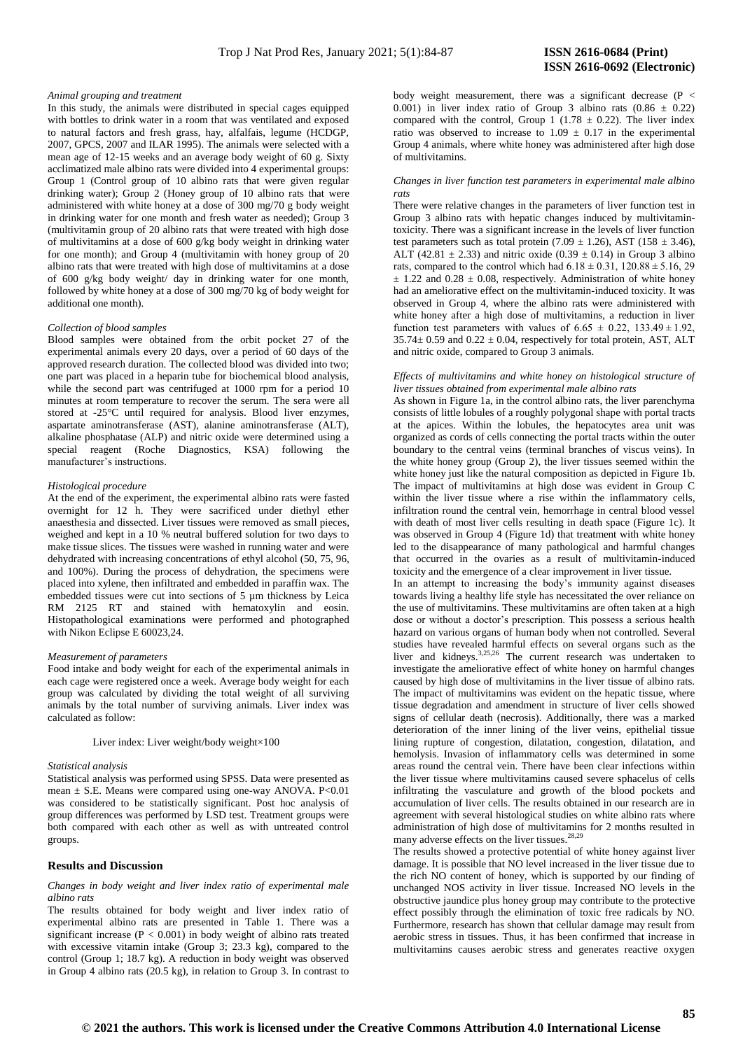*Animal grouping and treatment*

In this study, the animals were distributed in special cages equipped with bottles to drink water in a room that was ventilated and exposed to natural factors and fresh grass, hay, alfalfais, legume (HCDGP, 2007, GPCS, 2007 and ILAR 1995). The animals were selected with a mean age of 12-15 weeks and an average body weight of 60 g. Sixty acclimatized male albino rats were divided into 4 experimental groups: Group 1 (Control group of 10 albino rats that were given regular drinking water); Group 2 (Honey group of 10 albino rats that were administered with white honey at a dose of 300 mg/70 g body weight in drinking water for one month and fresh water as needed); Group 3 (multivitamin group of 20 albino rats that were treated with high dose of multivitamins at a dose of 600 g/kg body weight in drinking water for one month); and Group 4 (multivitamin with honey group of 20 albino rats that were treated with high dose of multivitamins at a dose of 600 g/kg body weight/ day in drinking water for one month, followed by white honey at a dose of 300 mg/70 kg of body weight for additional one month).

*Collection of blood samples*

Blood samples were obtained from the orbit pocket 27 of the experimental animals every 20 days, over a period of 60 days of the approved research duration. The collected blood was divided into two; one part was placed in a heparin tube for biochemical blood analysis, while the second part was centrifuged at 1000 rpm for a period 10 minutes at room temperature to recover the serum. The sera were all stored at -25°C until required for analysis. Blood liver enzymes, aspartate aminotransferase (AST), alanine aminotransferase (ALT), alkaline phosphatase (ALP) and nitric oxide were determined using a special reagent (Roche Diagnostics, KSA) following the manufacturer's instructions.

*Histological procedure*

At the end of the experiment, the experimental albino rats were fasted overnight for 12 h. They were sacrificed under diethyl ether anaesthesia and dissected. Liver tissues were removed as small pieces, weighed and kept in a 10 % neutral buffered solution for two days to make tissue slices. The tissues were washed in running water and were dehydrated with increasing concentrations of ethyl alcohol (50, 75, 96, and 100%). During the process of dehydration, the specimens were placed into xylene, then infiltrated and embedded in paraffin wax. The embedded tissues were cut into sections of 5 µm thickness by Leica RM 2125 RT and stained with hematoxylin and eosin. Histopathological examinations were performed and photographed with Nikon Eclipse E 60023,24.

*Measurement of parameters*

Food intake and body weight for each of the experimental animals in each cage were registered once a week. Average body weight for each group was calculated by dividing the total weight of all surviving animals by the total number of surviving animals. Liver index was calculated as follow:

Liver index: Liver weight/body weight×100

*Statistical analysis*

Statistical analysis was performed using SPSS. Data were presented as mean ± S.E. Means were compared using one-way ANOVA. P<0.01 was considered to be statistically significant. Post hoc analysis of group differences was performed by LSD test. Treatment groups were both compared with each other as well as with untreated control groups.

## Results and Discussion

*Changes in body weight and liver index ratio of experimental male albino rats*

The results obtained for body weight and liver index ratio of experimental albino rats are presented in Table 1. There was a significant increase ($P < 0.001$) in body weight of albino rats treated with excessive vitamin intake (Group 3; 23.3 kg), compared to the control (Group 1; 18.7 kg). A reduction in body weight was observed in Group 4 albino rats (20.5 kg), in relation to Group 3. In contrast to body weight measurement, there was a significant decrease ($P < 0.001$) in liver index ratio of Group 3 albino rats (0.86 ± 0.22) compared with the control, Group 1 (1.78 ± 0.22). The liver index ratio was observed to increase to 1.09 ± 0.17 in the experimental Group 4 animals, where white honey was administered after high dose of multivitamins.

*Changes in liver function test parameters in experimental male albino rats*

There were relative changes in the parameters of liver function test in Group 3 albino rats with hepatic changes induced by multivitamin-toxicity. There was a significant increase in the levels of liver function test parameters such as total protein (7.09 ± 1.26), AST (158 ± 3.46), ALT (42.81 ± 2.33) and nitric oxide (0.39 ± 0.14) in Group 3 albino rats, compared to the control which had 6.18 ± 0.31, 120.88 ± 5.16, 29 ± 1.22 and 0.28 ± 0.08, respectively. Administration of white honey had an ameliorative effect on the multivitamin-induced toxicity. It was observed in Group 4, where the albino rats were administered with white honey after a high dose of multivitamins, a reduction in liver function test parameters with values of 6.65 ± 0.22, 133.49 ± 1.92, 35.74± 0.59 and 0.22 ± 0.04, respectively for total protein, AST, ALT and nitric oxide, compared to Group 3 animals.

*Effects of multivitamins and white honey on histological structure of liver tissues obtained from experimental male albino rats*

As shown in Figure 1a, in the control albino rats, the liver parenchyma consists of little lobules of a roughly polygonal shape with portal tracts at the apices. Within the lobules, the hepatocytes area unit was organized as cords of cells connecting the portal tracts within the outer boundary to the central veins (terminal branches of viscus veins). In the white honey group (Group 2), the liver tissues seemed within the white honey just like the natural composition as depicted in Figure 1b. The impact of multivitamins at high dose was evident in Group C within the liver tissue where a rise within the inflammatory cells, infiltration round the central vein, hemorrhage in central blood vessel with death of most liver cells resulting in death space (Figure 1c). It was observed in Group 4 (Figure 1d) that treatment with white honey led to the disappearance of many pathological and harmful changes that occurred in the ovaries as a result of multivitamin-induced toxicity and the emergence of a clear improvement in liver tissue.

In an attempt to increasing the body's immunity against diseases towards living a healthy life style has necessitated the over reliance on the use of multivitamins. These multivitamins are often taken at a high dose or without a doctor's prescription. This possess a serious health hazard on various organs of human body when not controlled. Several studies have revealed harmful effects on several organs such as the liver and kidneys.[3,25,26] The current research was undertaken to investigate the ameliorative effect of white honey on harmful changes caused by high dose of multivitamins in the liver tissue of albino rats. The impact of multivitamins was evident on the hepatic tissue, where tissue degradation and amendment in structure of liver cells showed signs of cellular death (necrosis). Additionally, there was a marked deterioration of the inner lining of the liver veins, epithelial tissue lining rupture of congestion, dilatation, congestion, dilatation, and hemolysis. Invasion of inflammatory cells was determined in some areas round the central vein. There have been clear infections within the liver tissue where multivitamins caused severe sphacelus of cells infiltrating the vasculature and growth of the blood pockets and accumulation of liver cells. The results obtained in our research are in agreement with several histological studies on white albino rats where administration of high dose of multivitamins for 2 months resulted in many adverse effects on the liver tissues.[28,29]

The results showed a protective potential of white honey against liver damage. It is possible that NO level increased in the liver tissue due to the rich NO content of honey, which is supported by our finding of unchanged NOS activity in liver tissue. Increased NO levels in the obstructive jaundice plus honey group may contribute to the protective effect possibly through the elimination of toxic free radicals by NO. Furthermore, research has shown that cellular damage may result from aerobic stress in tissues. Thus, it has been confirmed that increase in multivitamins causes aerobic stress and generates reactive oxygen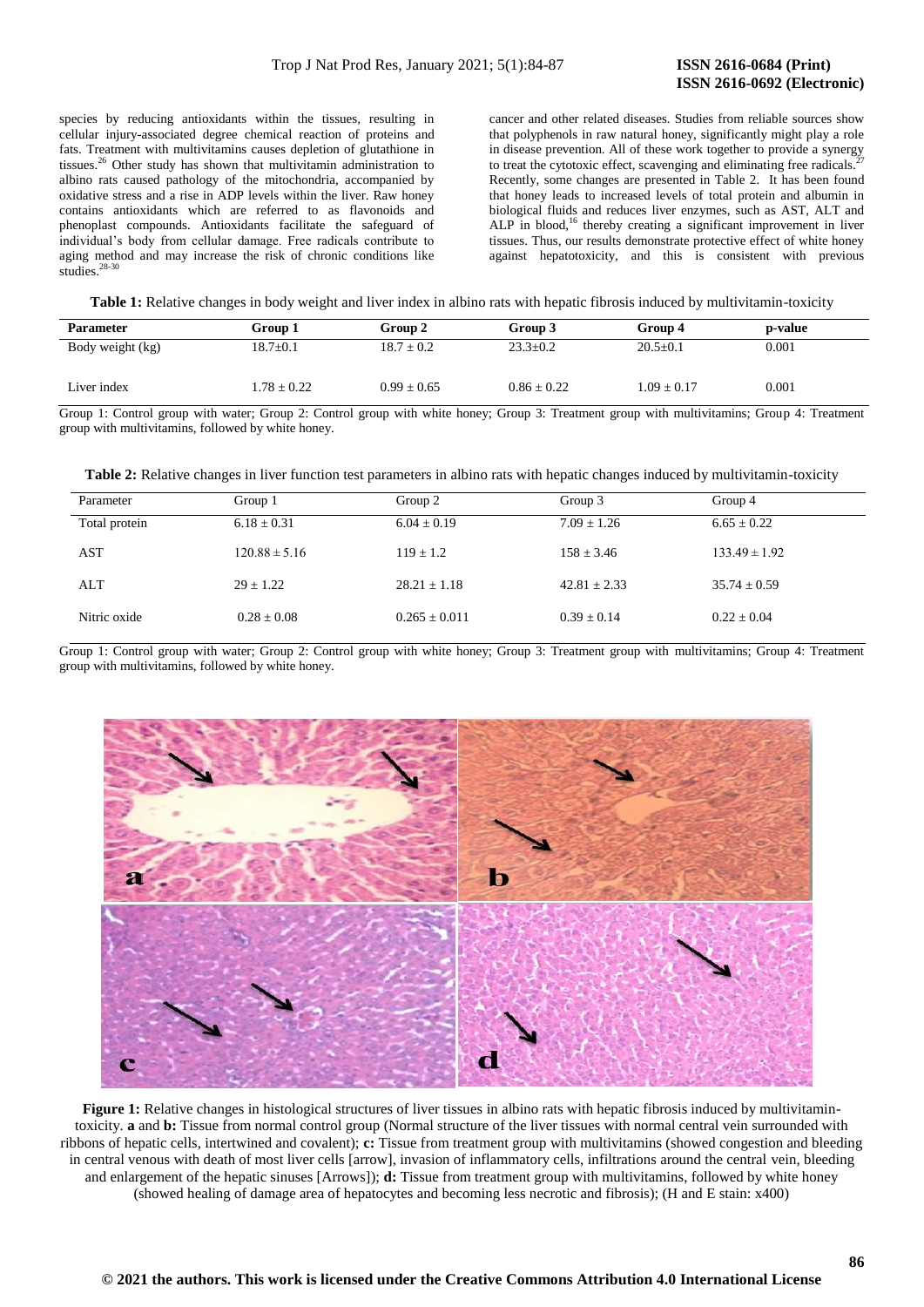species by reducing antioxidants within the tissues, resulting in cellular injury-associated degree chemical reaction of proteins and fats. Treatment with multivitamins causes depletion of glutathione in tissues.[26] Other study has shown that multivitamin administration to albino rats caused pathology of the mitochondria, accompanied by oxidative stress and a rise in ADP levels within the liver. Raw honey contains antioxidants which are referred to as flavonoids and phenoplast compounds. Antioxidants facilitate the safeguard of individual's body from cellular damage. Free radicals contribute to aging method and may increase the risk of chronic conditions like cancer and other related diseases. Studies from reliable sources show that polyphenols in raw natural honey, significantly might play a role in disease prevention. All of these work together to provide a synergy to treat the cytotoxic effect, scavenging and eliminating free radicals.[27] Recently, some changes are presented in Table 2. It has been found that honey leads to increased levels of total protein and albumin in biological fluids and reduces liver enzymes, such as AST, ALT and ALP in blood,[16] thereby creating a significant improvement in liver tissues. Thus, our results demonstrate protective effect of white honey against hepatotoxicity, and this is consistent with previous studies.[28-30]

**Table 1:** Relative changes in body weight and liver index in albino rats with hepatic fibrosis induced by multivitamin-toxicity

| Parameter | Group 1 | Group 2 | Group 3 | Group 4 | p-value |
|---|---|---|---|---|---|
| Body weight (kg) | 18.7±0.1 | 18.7 ± 0.2 | 23.3±0.2 | 20.5±0.1 | 0.001 |
| Liver index | 1.78 ± 0.22 | 0.99 ± 0.65 | 0.86 ± 0.22 | 1.09 ± 0.17 | 0.001 |

Group 1: Control group with water; Group 2: Control group with white honey; Group 3: Treatment group with multivitamins; Group 4: Treatment group with multivitamins, followed by white honey.

**Table 2:** Relative changes in liver function test parameters in albino rats with hepatic changes induced by multivitamin-toxicity

| Parameter | Group 1 | Group 2 | Group 3 | Group 4 |
|---|---|---|---|---|
| Total protein | 6.18 ± 0.31 | 6.04 ± 0.19 | 7.09 ± 1.26 | 6.65 ± 0.22 |
| AST | 120.88 ± 5.16 | 119 ± 1.2 | 158 ± 3.46 | 133.49 ± 1.92 |
| ALT | 29 ± 1.22 | 28.21 ± 1.18 | 42.81 ± 2.33 | 35.74 ± 0.59 |
| Nitric oxide | 0.28 ± 0.08 | 0.265 ± 0.011 | 0.39 ± 0.14 | 0.22 ± 0.04 |

Group 1: Control group with water; Group 2: Control group with white honey; Group 3: Treatment group with multivitamins; Group 4: Treatment group with multivitamins, followed by white honey.

**Figure 1:** Relative changes in histological structures of liver tissues in albino rats with hepatic fibrosis induced by multivitamin-toxicity. **a** and **b:** Tissue from normal control group (Normal structure of the liver tissues with normal central vein surrounded with ribbons of hepatic cells, intertwined and covalent); **c:** Tissue from treatment group with multivitamins (showed congestion and bleeding in central venous with death of most liver cells [arrow], invasion of inflammatory cells, infiltrations around the central vein, bleeding and enlargement of the hepatic sinuses [Arrows]); **d:** Tissue from treatment group with multivitamins, followed by white honey (showed healing of damage area of hepatocytes and becoming less necrotic and fibrosis); (H and E stain: x400)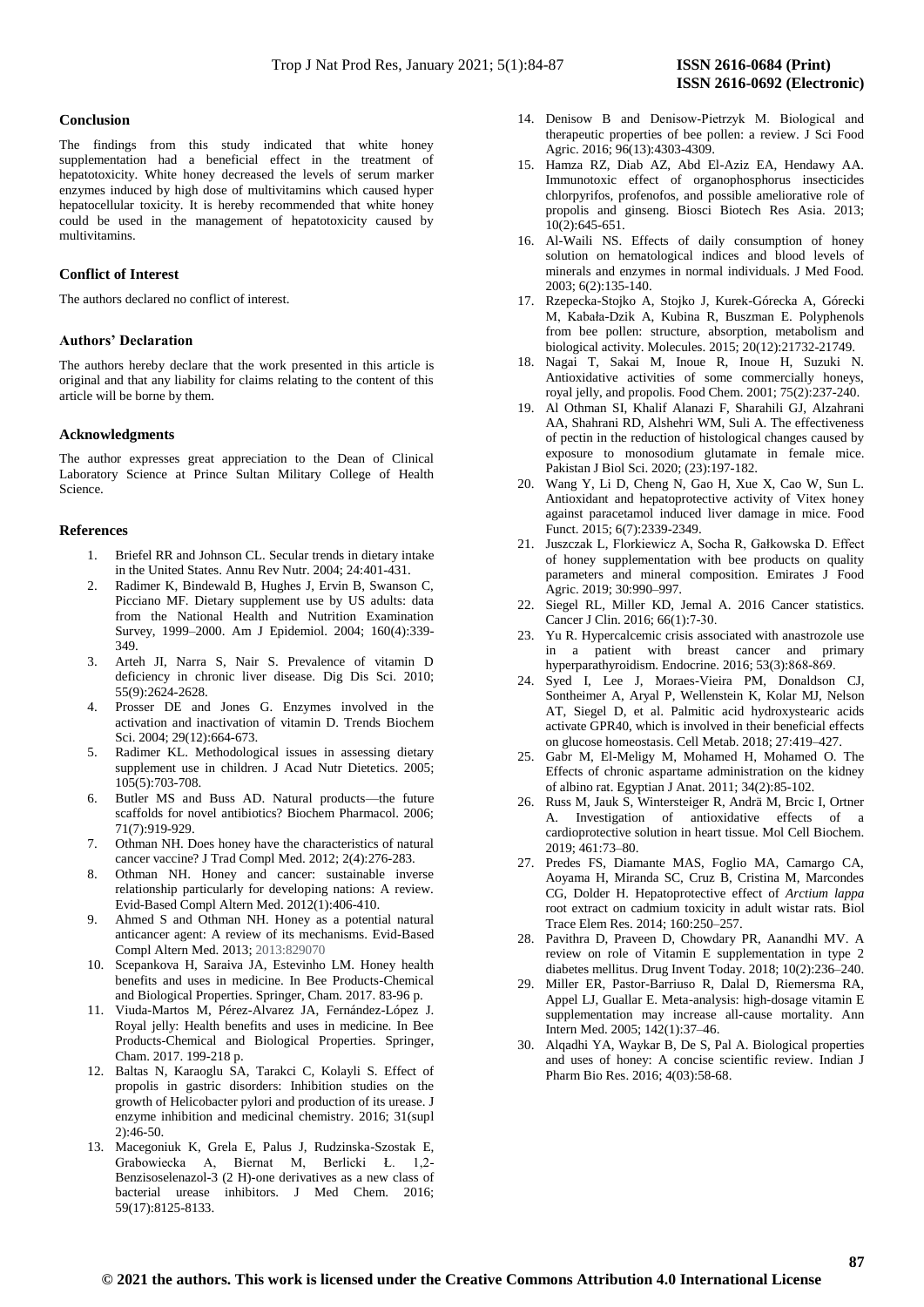## Conclusion

The findings from this study indicated that white honey supplementation had a beneficial effect in the treatment of hepatotoxicity. White honey decreased the levels of serum marker enzymes induced by high dose of multivitamins which caused hyper hepatocellular toxicity. It is hereby recommended that white honey could be used in the management of hepatotoxicity caused by multivitamins.

## Conflict of Interest

The authors declared no conflict of interest.

## Authors' Declaration

The authors hereby declare that the work presented in this article is original and that any liability for claims relating to the content of this article will be borne by them.

## Acknowledgments

The author expresses great appreciation to the Dean of Clinical Laboratory Science at Prince Sultan Military College of Health Science.

## References

1. Briefel RR and Johnson CL. Secular trends in dietary intake in the United States. Annu Rev Nutr. 2004; 24:401-431.
2. Radimer K, Bindewald B, Hughes J, Ervin B, Swanson C, Picciano MF. Dietary supplement use by US adults: data from the National Health and Nutrition Examination Survey, 1999–2000. Am J Epidemiol. 2004; 160(4):339-349.
3. Arteh JI, Narra S, Nair S. Prevalence of vitamin D deficiency in chronic liver disease. Dig Dis Sci. 2010; 55(9):2624-2628.
4. Prosser DE and Jones G. Enzymes involved in the activation and inactivation of vitamin D. Trends Biochem Sci. 2004; 29(12):664-673.
5. Radimer KL. Methodological issues in assessing dietary supplement use in children. J Acad Nutr Dietetics. 2005; 105(5):703-708.
6. Butler MS and Buss AD. Natural products—the future scaffolds for novel antibiotics? Biochem Pharmacol. 2006; 71(7):919-929.
7. Othman NH. Does honey have the characteristics of natural cancer vaccine? J Trad Compl Med. 2012; 2(4):276-283.
8. Othman NH. Honey and cancer: sustainable inverse relationship particularly for developing nations: A review. Evid-Based Compl Altern Med. 2012(1):406-410.
9. Ahmed S and Othman NH. Honey as a potential natural anticancer agent: A review of its mechanisms. Evid-Based Compl Altern Med. 2013; 2013:829070
10. Scepankova H, Saraiva JA, Estevinho LM. Honey health benefits and uses in medicine. In Bee Products-Chemical and Biological Properties. Springer, Cham. 2017. 83-96 p.
11. Viuda-Martos M, Pérez-Alvarez JA, Fernández-López J. Royal jelly: Health benefits and uses in medicine. In Bee Products-Chemical and Biological Properties. Springer, Cham. 2017. 199-218 p.
12. Baltas N, Karaoglu SA, Tarakci C, Kolayli S. Effect of propolis in gastric disorders: Inhibition studies on the growth of Helicobacter pylori and production of its urease. J enzyme inhibition and medicinal chemistry. 2016; 31(supl 2):46-50.
13. Macegoniuk K, Grela E, Palus J, Rudzinska-Szostak E, Grabowiecka A, Biernat M, Berlicki Ł. 1,2-Benzisoselenazol-3 (2 H)-one derivatives as a new class of bacterial urease inhibitors. J Med Chem. 2016; 59(17):8125-8133.
14. Denisow B and Denisow-Pietrzyk M. Biological and therapeutic properties of bee pollen: a review. J Sci Food Agric. 2016; 96(13):4303-4309.
15. Hamza RZ, Diab AZ, Abd El-Aziz EA, Hendawy AA. Immunotoxic effect of organophosphorus insecticides chlorpyrifos, profenofos, and possible ameliorative role of propolis and ginseng. Biosci Biotech Res Asia. 2013; 10(2):645-651.
16. Al-Waili NS. Effects of daily consumption of honey solution on hematological indices and blood levels of minerals and enzymes in normal individuals. J Med Food. 2003; 6(2):135-140.
17. Rzepecka-Stojko A, Stojko J, Kurek-Górecka A, Górecki M, Kabała-Dzik A, Kubina R, Buszman E. Polyphenols from bee pollen: structure, absorption, metabolism and biological activity. Molecules. 2015; 20(12):21732-21749.
18. Nagai T, Sakai M, Inoue R, Inoue H, Suzuki N. Antioxidative activities of some commercially honeys, royal jelly, and propolis. Food Chem. 2001; 75(2):237-240.
19. Al Othman SI, Khalif Alanazi F, Sharahili GJ, Alzahrani AA, Shahrani RD, Alshehri WM, Suli A. The effectiveness of pectin in the reduction of histological changes caused by exposure to monosodium glutamate in female mice. Pakistan J Biol Sci. 2020; (23):197-182.
20. Wang Y, Li D, Cheng N, Gao H, Xue X, Cao W, Sun L. Antioxidant and hepatoprotective activity of Vitex honey against paracetamol induced liver damage in mice. Food Funct. 2015; 6(7):2339-2349.
21. Juszczak L, Florkiewicz A, Socha R, Gałkowska D. Effect of honey supplementation with bee products on quality parameters and mineral composition. Emirates J Food Agric. 2019; 30:990–997.
22. Siegel RL, Miller KD, Jemal A. 2016 Cancer statistics. Cancer J Clin. 2016; 66(1):7-30.
23. Yu R. Hypercalcemic crisis associated with anastrozole use in a patient with breast cancer and primary hyperparathyroidism. Endocrine. 2016; 53(3):868-869.
24. Syed I, Lee J, Moraes-Vieira PM, Donaldson CJ, Sontheimer A, Aryal P, Wellenstein K, Kolar MJ, Nelson AT, Siegel D, et al. Palmitic acid hydroxystearic acids activate GPR40, which is involved in their beneficial effects on glucose homeostasis. Cell Metab. 2018; 27:419–427.
25. Gabr M, El-Meligy M, Mohamed H, Mohamed O. The Effects of chronic aspartame administration on the kidney of albino rat. Egyptian J Anat. 2011; 34(2):85-102.
26. Russ M, Jauk S, Wintersteiger R, Andrä M, Brcic I, Ortner A. Investigation of antioxidative effects of a cardioprotective solution in heart tissue. Mol Cell Biochem. 2019; 461:73–80.
27. Predes FS, Diamante MAS, Foglio MA, Camargo CA, Aoyama H, Miranda SC, Cruz B, Cristina M, Marcondes CG, Dolder H. Hepatoprotective effect of *Arctium lappa* root extract on cadmium toxicity in adult wistar rats. Biol Trace Elem Res. 2014; 160:250–257.
28. Pavithra D, Praveen D, Chowdary PR, Aanandhi MV. A review on role of Vitamin E supplementation in type 2 diabetes mellitus. Drug Invent Today. 2018; 10(2):236–240.
29. Miller ER, Pastor-Barriuso R, Dalal D, Riemersma RA, Appel LJ, Guallar E. Meta-analysis: high-dosage vitamin E supplementation may increase all-cause mortality. Ann Intern Med. 2005; 142(1):37–46.
30. Alqadhi YA, Waykar B, De S, Pal A. Biological properties and uses of honey: A concise scientific review. Indian J Pharm Bio Res. 2016; 4(03):58-68.